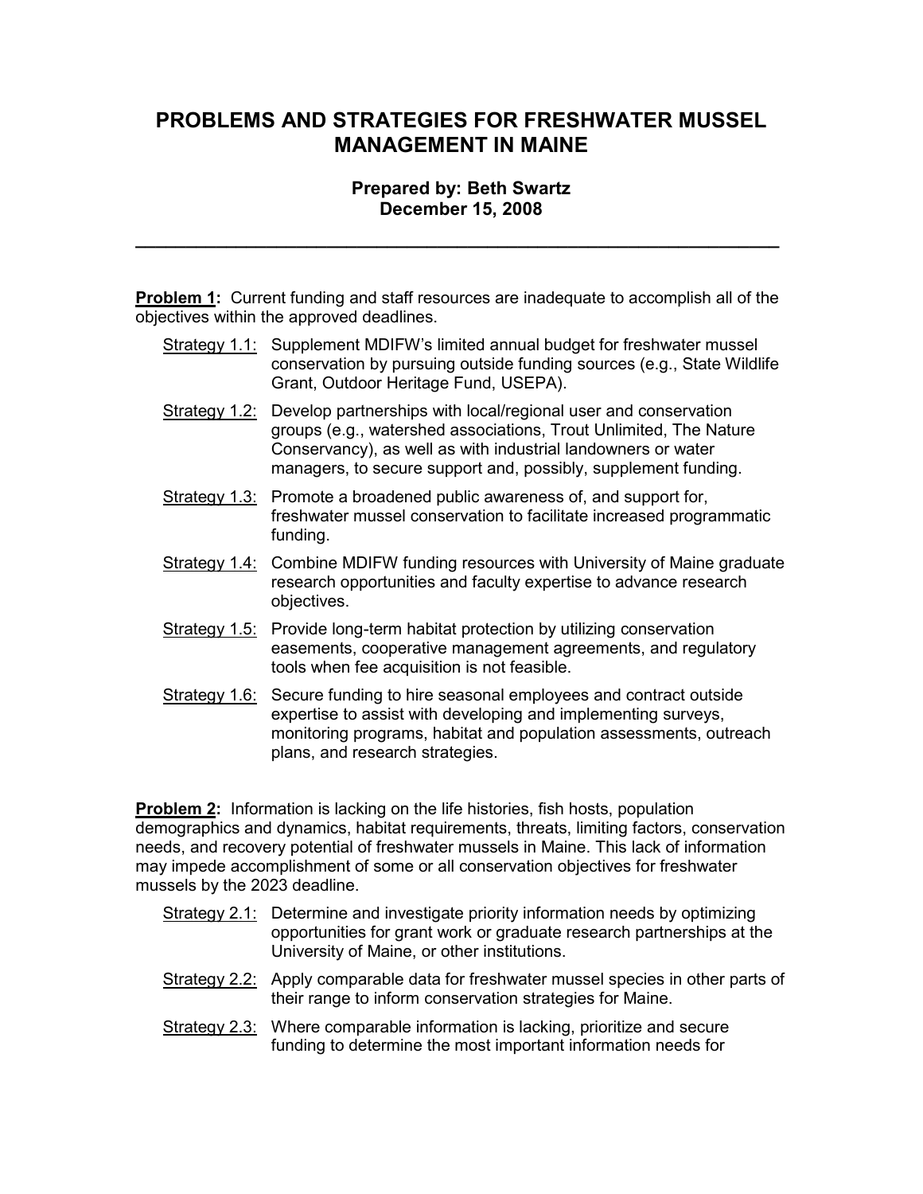# PROBLEMS AND STRATEGIES FOR FRESHWATER MUSSEL MANAGEMENT IN MAINE

**Prepared by: Beth Swartz**
**December 15, 2008**

---

**Problem 1:** Current funding and staff resources are inadequate to accomplish all of the objectives within the approved deadlines.

- Strategy 1.1: Supplement MDIFW's limited annual budget for freshwater mussel conservation by pursuing outside funding sources (e.g., State Wildlife Grant, Outdoor Heritage Fund, USEPA).
- Strategy 1.2: Develop partnerships with local/regional user and conservation groups (e.g., watershed associations, Trout Unlimited, The Nature Conservancy), as well as with industrial landowners or water managers, to secure support and, possibly, supplement funding.
- Strategy 1.3: Promote a broadened public awareness of, and support for, freshwater mussel conservation to facilitate increased programmatic funding.
- Strategy 1.4: Combine MDIFW funding resources with University of Maine graduate research opportunities and faculty expertise to advance research objectives.
- Strategy 1.5: Provide long-term habitat protection by utilizing conservation easements, cooperative management agreements, and regulatory tools when fee acquisition is not feasible.
- Strategy 1.6: Secure funding to hire seasonal employees and contract outside expertise to assist with developing and implementing surveys, monitoring programs, habitat and population assessments, outreach plans, and research strategies.

**Problem 2:** Information is lacking on the life histories, fish hosts, population demographics and dynamics, habitat requirements, threats, limiting factors, conservation needs, and recovery potential of freshwater mussels in Maine. This lack of information may impede accomplishment of some or all conservation objectives for freshwater mussels by the 2023 deadline.

- Strategy 2.1: Determine and investigate priority information needs by optimizing opportunities for grant work or graduate research partnerships at the University of Maine, or other institutions.
- Strategy 2.2: Apply comparable data for freshwater mussel species in other parts of their range to inform conservation strategies for Maine.
- Strategy 2.3: Where comparable information is lacking, prioritize and secure funding to determine the most important information needs for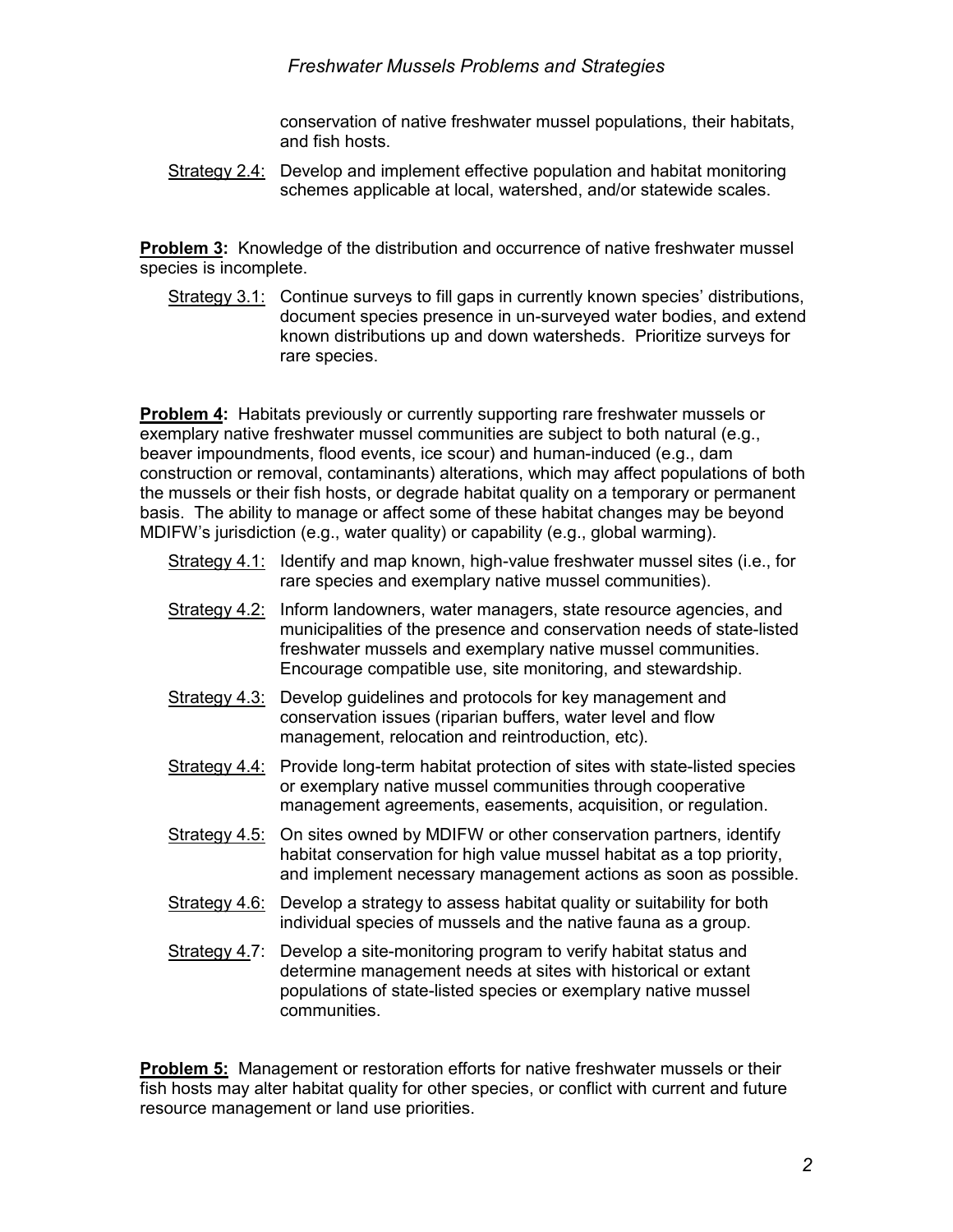conservation of native freshwater mussel populations, their habitats, and fish hosts.

Strategy 2.4: Develop and implement effective population and habitat monitoring schemes applicable at local, watershed, and/or statewide scales.

**Problem 3:** Knowledge of the distribution and occurrence of native freshwater mussel species is incomplete.

Strategy 3.1: Continue surveys to fill gaps in currently known species' distributions, document species presence in un-surveyed water bodies, and extend known distributions up and down watersheds. Prioritize surveys for rare species.

**Problem 4:** Habitats previously or currently supporting rare freshwater mussels or exemplary native freshwater mussel communities are subject to both natural (e.g., beaver impoundments, flood events, ice scour) and human-induced (e.g., dam construction or removal, contaminants) alterations, which may affect populations of both the mussels or their fish hosts, or degrade habitat quality on a temporary or permanent basis. The ability to manage or affect some of these habitat changes may be beyond MDIFW's jurisdiction (e.g., water quality) or capability (e.g., global warming).

Strategy 4.1: Identify and map known, high-value freshwater mussel sites (i.e., for rare species and exemplary native mussel communities).

Strategy 4.2: Inform landowners, water managers, state resource agencies, and municipalities of the presence and conservation needs of state-listed freshwater mussels and exemplary native mussel communities. Encourage compatible use, site monitoring, and stewardship.

Strategy 4.3: Develop guidelines and protocols for key management and conservation issues (riparian buffers, water level and flow management, relocation and reintroduction, etc).

Strategy 4.4: Provide long-term habitat protection of sites with state-listed species or exemplary native mussel communities through cooperative management agreements, easements, acquisition, or regulation.

Strategy 4.5: On sites owned by MDIFW or other conservation partners, identify habitat conservation for high value mussel habitat as a top priority, and implement necessary management actions as soon as possible.

Strategy 4.6: Develop a strategy to assess habitat quality or suitability for both individual species of mussels and the native fauna as a group.

Strategy 4.7: Develop a site-monitoring program to verify habitat status and determine management needs at sites with historical or extant populations of state-listed species or exemplary native mussel communities.

**Problem 5:** Management or restoration efforts for native freshwater mussels or their fish hosts may alter habitat quality for other species, or conflict with current and future resource management or land use priorities.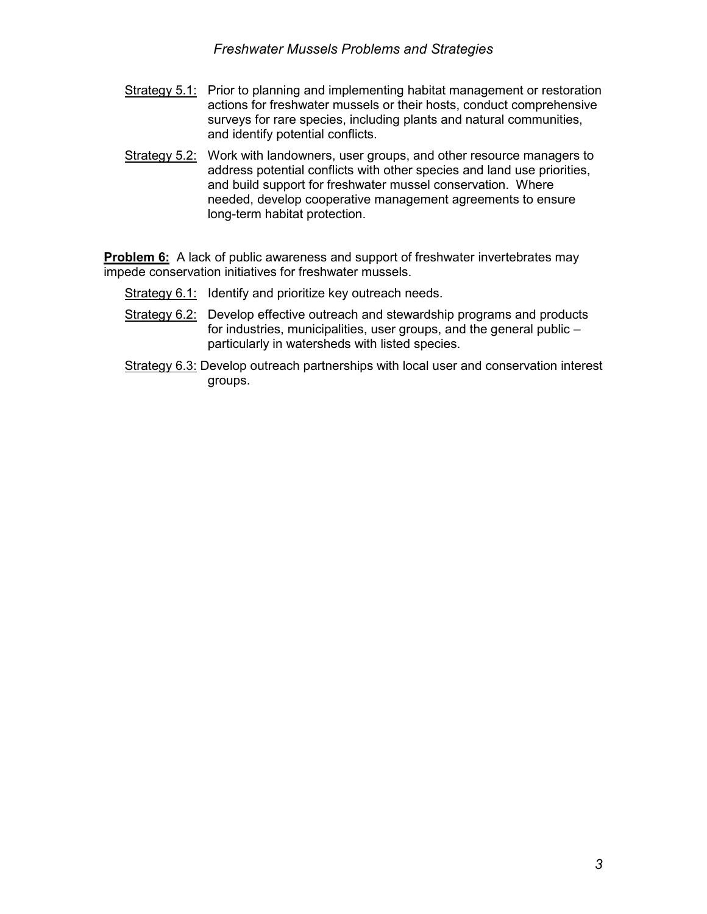Strategy 5.1: Prior to planning and implementing habitat management or restoration actions for freshwater mussels or their hosts, conduct comprehensive surveys for rare species, including plants and natural communities, and identify potential conflicts.

Strategy 5.2: Work with landowners, user groups, and other resource managers to address potential conflicts with other species and land use priorities, and build support for freshwater mussel conservation. Where needed, develop cooperative management agreements to ensure long-term habitat protection.

**Problem 6:** A lack of public awareness and support of freshwater invertebrates may impede conservation initiatives for freshwater mussels.

Strategy 6.1: Identify and prioritize key outreach needs.

Strategy 6.2: Develop effective outreach and stewardship programs and products for industries, municipalities, user groups, and the general public – particularly in watersheds with listed species.

Strategy 6.3: Develop outreach partnerships with local user and conservation interest groups.